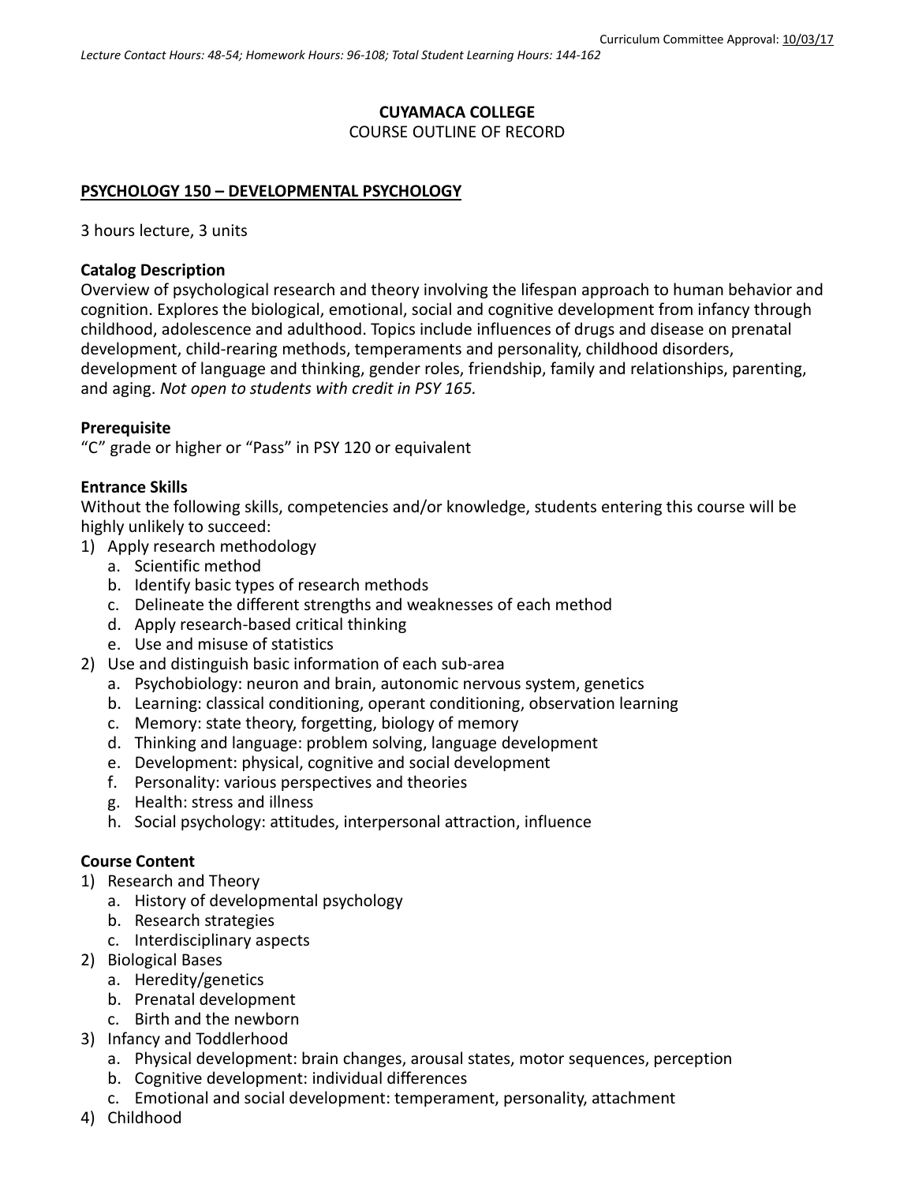Curriculum Committee Approval: 10/03/17

*Lecture Contact Hours: 48-54; Homework Hours: 96-108; Total Student Learning Hours: 144-162*

**CUYAMACA COLLEGE**

COURSE OUTLINE OF RECORD

**PSYCHOLOGY 150 – DEVELOPMENTAL PSYCHOLOGY**

3 hours lecture, 3 units

**Catalog Description**

Overview of psychological research and theory involving the lifespan approach to human behavior and cognition. Explores the biological, emotional, social and cognitive development from infancy through childhood, adolescence and adulthood. Topics include influences of drugs and disease on prenatal development, child-rearing methods, temperaments and personality, childhood disorders, development of language and thinking, gender roles, friendship, family and relationships, parenting, and aging. *Not open to students with credit in PSY 165.*

**Prerequisite**

"C" grade or higher or "Pass" in PSY 120 or equivalent

**Entrance Skills**

Without the following skills, competencies and/or knowledge, students entering this course will be highly unlikely to succeed:

1) Apply research methodology
   a. Scientific method
   b. Identify basic types of research methods
   c. Delineate the different strengths and weaknesses of each method
   d. Apply research-based critical thinking
   e. Use and misuse of statistics
2) Use and distinguish basic information of each sub-area
   a. Psychobiology: neuron and brain, autonomic nervous system, genetics
   b. Learning: classical conditioning, operant conditioning, observation learning
   c. Memory: state theory, forgetting, biology of memory
   d. Thinking and language: problem solving, language development
   e. Development: physical, cognitive and social development
   f. Personality: various perspectives and theories
   g. Health: stress and illness
   h. Social psychology: attitudes, interpersonal attraction, influence

**Course Content**

1) Research and Theory
   a. History of developmental psychology
   b. Research strategies
   c. Interdisciplinary aspects
2) Biological Bases
   a. Heredity/genetics
   b. Prenatal development
   c. Birth and the newborn
3) Infancy and Toddlerhood
   a. Physical development: brain changes, arousal states, motor sequences, perception
   b. Cognitive development: individual differences
   c. Emotional and social development: temperament, personality, attachment
4) Childhood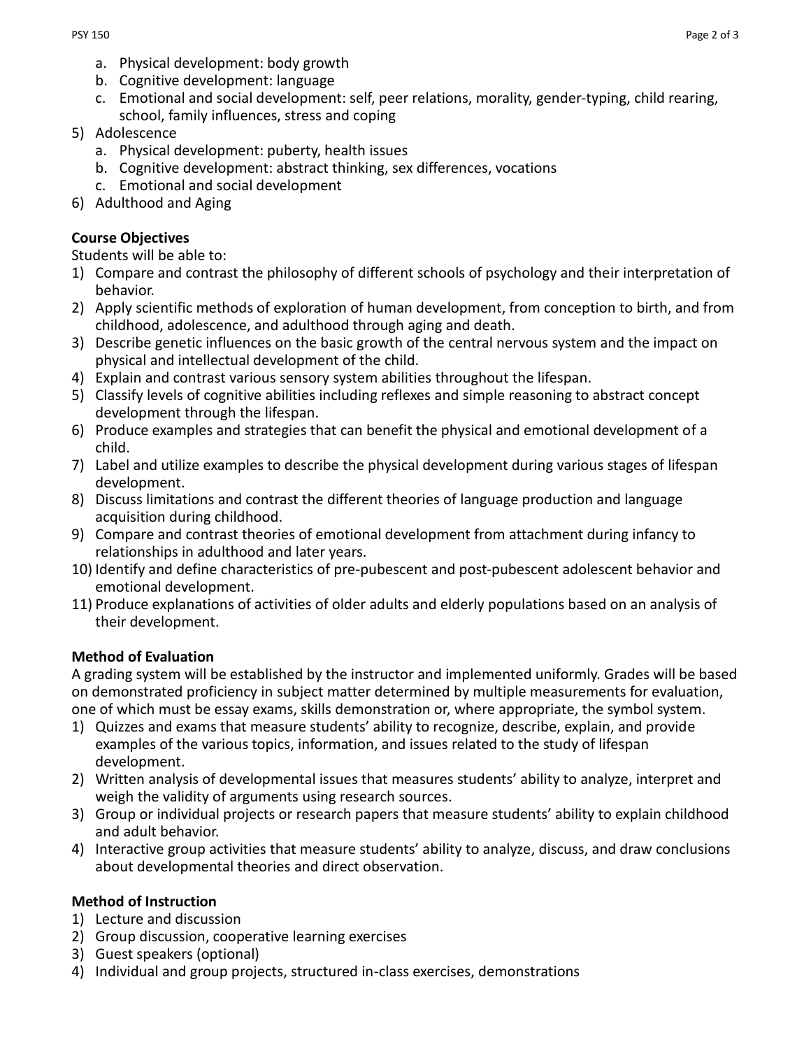a. Physical development: body growth
   b. Cognitive development: language
   c. Emotional and social development: self, peer relations, morality, gender-typing, child rearing, school, family influences, stress and coping
5) Adolescence
   a. Physical development: puberty, health issues
   b. Cognitive development: abstract thinking, sex differences, vocations
   c. Emotional and social development
6) Adulthood and Aging

**Course Objectives**

Students will be able to:

1) Compare and contrast the philosophy of different schools of psychology and their interpretation of behavior.
2) Apply scientific methods of exploration of human development, from conception to birth, and from childhood, adolescence, and adulthood through aging and death.
3) Describe genetic influences on the basic growth of the central nervous system and the impact on physical and intellectual development of the child.
4) Explain and contrast various sensory system abilities throughout the lifespan.
5) Classify levels of cognitive abilities including reflexes and simple reasoning to abstract concept development through the lifespan.
6) Produce examples and strategies that can benefit the physical and emotional development of a child.
7) Label and utilize examples to describe the physical development during various stages of lifespan development.
8) Discuss limitations and contrast the different theories of language production and language acquisition during childhood.
9) Compare and contrast theories of emotional development from attachment during infancy to relationships in adulthood and later years.
10) Identify and define characteristics of pre-pubescent and post-pubescent adolescent behavior and emotional development.
11) Produce explanations of activities of older adults and elderly populations based on an analysis of their development.

**Method of Evaluation**

A grading system will be established by the instructor and implemented uniformly. Grades will be based on demonstrated proficiency in subject matter determined by multiple measurements for evaluation, one of which must be essay exams, skills demonstration or, where appropriate, the symbol system.

1) Quizzes and exams that measure students' ability to recognize, describe, explain, and provide examples of the various topics, information, and issues related to the study of lifespan development.
2) Written analysis of developmental issues that measures students' ability to analyze, interpret and weigh the validity of arguments using research sources.
3) Group or individual projects or research papers that measure students' ability to explain childhood and adult behavior.
4) Interactive group activities that measure students' ability to analyze, discuss, and draw conclusions about developmental theories and direct observation.

**Method of Instruction**

1) Lecture and discussion
2) Group discussion, cooperative learning exercises
3) Guest speakers (optional)
4) Individual and group projects, structured in-class exercises, demonstrations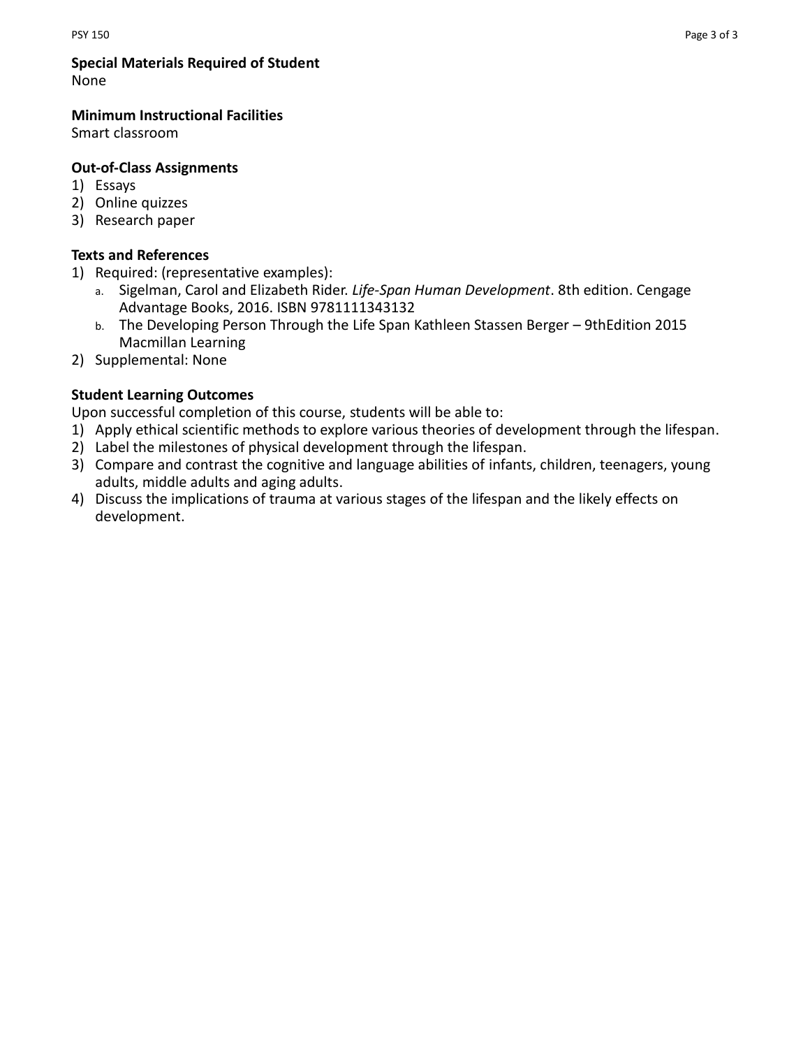**Special Materials Required of Student**
None

**Minimum Instructional Facilities**
Smart classroom

**Out-of-Class Assignments**
1) Essays
2) Online quizzes
3) Research paper

**Texts and References**
1) Required: (representative examples):
   a. Sigelman, Carol and Elizabeth Rider. *Life-Span Human Development*. 8th edition. Cengage Advantage Books, 2016. ISBN 9781111343132
   b. The Developing Person Through the Life Span Kathleen Stassen Berger – 9thEdition 2015 Macmillan Learning
2) Supplemental: None

**Student Learning Outcomes**
Upon successful completion of this course, students will be able to:
1) Apply ethical scientific methods to explore various theories of development through the lifespan.
2) Label the milestones of physical development through the lifespan.
3) Compare and contrast the cognitive and language abilities of infants, children, teenagers, young adults, middle adults and aging adults.
4) Discuss the implications of trauma at various stages of the lifespan and the likely effects on development.